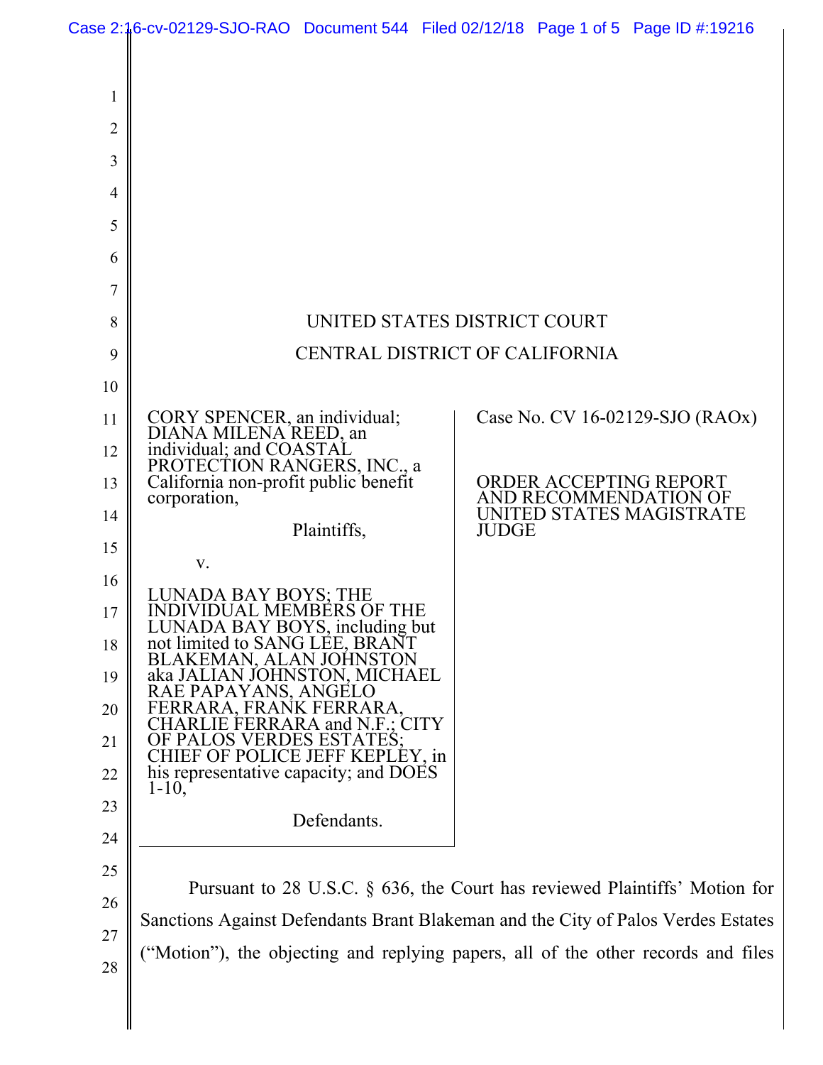UNITED STATES DISTRICT COURT

CENTRAL DISTRICT OF CALIFORNIA

| | |
|---|---|
| CORY SPENCER, an individual; DIANA MILENA REED, an individual; and COASTAL PROTECTION RANGERS, INC., a California non-profit public benefit corporation,<br><br>Plaintiffs,<br><br>v.<br><br>LUNADA BAY BOYS; THE INDIVIDUAL MEMBERS OF THE LUNADA BAY BOYS, including but not limited to SANG LEE, BRANT BLAKEMAN, ALAN JOHNSTON aka JALIAN JOHNSTON, MICHAEL RAE PAPAYANS, ANGELO FERRARA, FRANK FERRARA, CHARLIE FERRARA and N.F.; CITY OF PALOS VERDES ESTATES; CHIEF OF POLICE JEFF KEPLEY, in his representative capacity; and DOES 1-10,<br><br>Defendants. | Case No. CV 16-02129-SJO (RAOx)<br><br>ORDER ACCEPTING REPORT AND RECOMMENDATION OF UNITED STATES MAGISTRATE JUDGE |

Pursuant to 28 U.S.C. § 636, the Court has reviewed Plaintiffs' Motion for Sanctions Against Defendants Brant Blakeman and the City of Palos Verdes Estates ("Motion"), the objecting and replying papers, all of the other records and files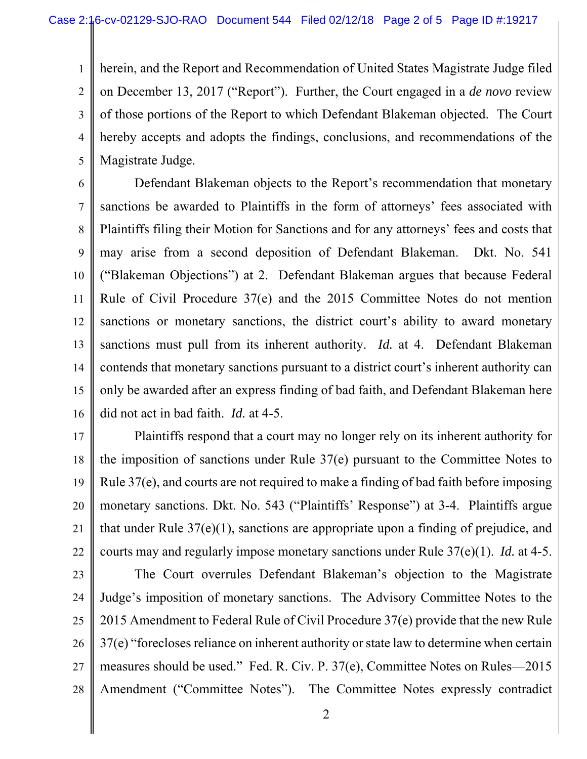herein, and the Report and Recommendation of United States Magistrate Judge filed on December 13, 2017 ("Report"). Further, the Court engaged in a *de novo* review of those portions of the Report to which Defendant Blakeman objected. The Court hereby accepts and adopts the findings, conclusions, and recommendations of the Magistrate Judge.

Defendant Blakeman objects to the Report's recommendation that monetary sanctions be awarded to Plaintiffs in the form of attorneys' fees associated with Plaintiffs filing their Motion for Sanctions and for any attorneys' fees and costs that may arise from a second deposition of Defendant Blakeman. Dkt. No. 541 ("Blakeman Objections") at 2. Defendant Blakeman argues that because Federal Rule of Civil Procedure 37(e) and the 2015 Committee Notes do not mention sanctions or monetary sanctions, the district court's ability to award monetary sanctions must pull from its inherent authority. *Id.* at 4. Defendant Blakeman contends that monetary sanctions pursuant to a district court's inherent authority can only be awarded after an express finding of bad faith, and Defendant Blakeman here did not act in bad faith. *Id.* at 4-5.

Plaintiffs respond that a court may no longer rely on its inherent authority for the imposition of sanctions under Rule 37(e) pursuant to the Committee Notes to Rule 37(e), and courts are not required to make a finding of bad faith before imposing monetary sanctions. Dkt. No. 543 ("Plaintiffs' Response") at 3-4. Plaintiffs argue that under Rule 37(e)(1), sanctions are appropriate upon a finding of prejudice, and courts may and regularly impose monetary sanctions under Rule 37(e)(1). *Id.* at 4-5.

The Court overrules Defendant Blakeman's objection to the Magistrate Judge's imposition of monetary sanctions. The Advisory Committee Notes to the 2015 Amendment to Federal Rule of Civil Procedure 37(e) provide that the new Rule 37(e) "forecloses reliance on inherent authority or state law to determine when certain measures should be used." Fed. R. Civ. P. 37(e), Committee Notes on Rules—2015 Amendment ("Committee Notes"). The Committee Notes expressly contradict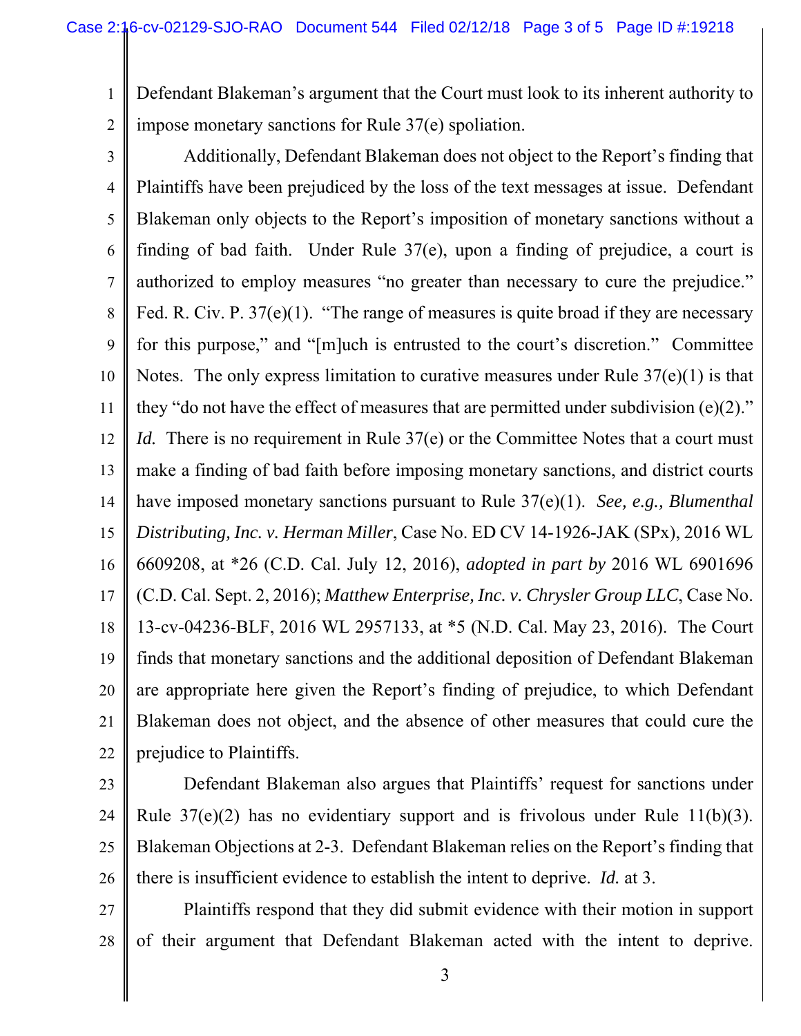Defendant Blakeman's argument that the Court must look to its inherent authority to impose monetary sanctions for Rule 37(e) spoliation.

Additionally, Defendant Blakeman does not object to the Report's finding that Plaintiffs have been prejudiced by the loss of the text messages at issue. Defendant Blakeman only objects to the Report's imposition of monetary sanctions without a finding of bad faith. Under Rule 37(e), upon a finding of prejudice, a court is authorized to employ measures "no greater than necessary to cure the prejudice." Fed. R. Civ. P. 37(e)(1). "The range of measures is quite broad if they are necessary for this purpose," and "[m]uch is entrusted to the court's discretion." Committee Notes. The only express limitation to curative measures under Rule 37(e)(1) is that they "do not have the effect of measures that are permitted under subdivision (e)(2)." *Id.* There is no requirement in Rule 37(e) or the Committee Notes that a court must make a finding of bad faith before imposing monetary sanctions, and district courts have imposed monetary sanctions pursuant to Rule 37(e)(1). *See, e.g., Blumenthal Distributing, Inc. v. Herman Miller*, Case No. ED CV 14-1926-JAK (SPx), 2016 WL 6609208, at *26 (C.D. Cal. July 12, 2016), *adopted in part by* 2016 WL 6901696 (C.D. Cal. Sept. 2, 2016); *Matthew Enterprise, Inc. v. Chrysler Group LLC*, Case No. 13-cv-04236-BLF, 2016 WL 2957133, at *5 (N.D. Cal. May 23, 2016). The Court finds that monetary sanctions and the additional deposition of Defendant Blakeman are appropriate here given the Report's finding of prejudice, to which Defendant Blakeman does not object, and the absence of other measures that could cure the prejudice to Plaintiffs.

Defendant Blakeman also argues that Plaintiffs' request for sanctions under Rule 37(e)(2) has no evidentiary support and is frivolous under Rule 11(b)(3). Blakeman Objections at 2-3. Defendant Blakeman relies on the Report's finding that there is insufficient evidence to establish the intent to deprive. *Id.* at 3.

Plaintiffs respond that they did submit evidence with their motion in support of their argument that Defendant Blakeman acted with the intent to deprive.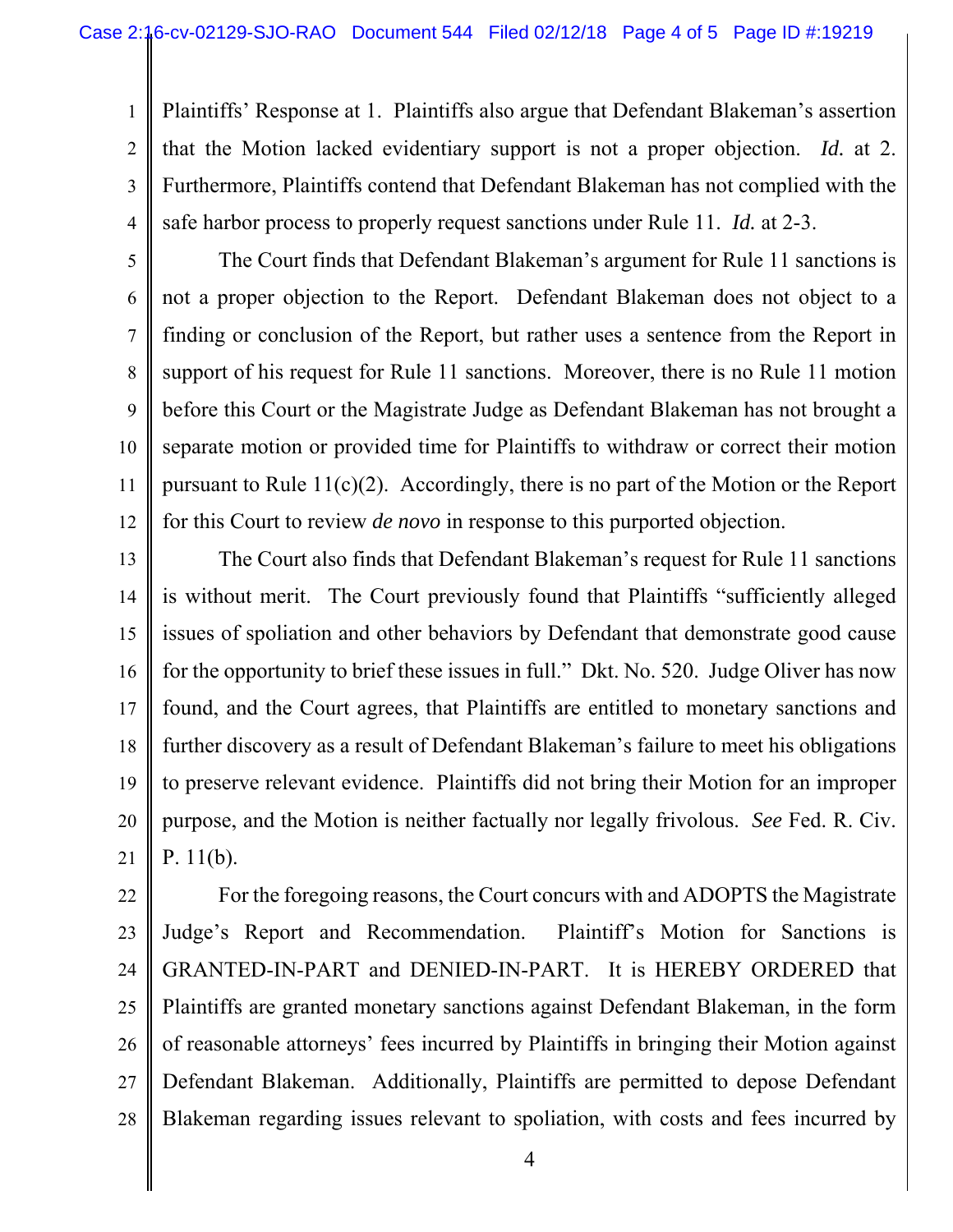Plaintiffs' Response at 1. Plaintiffs also argue that Defendant Blakeman's assertion that the Motion lacked evidentiary support is not a proper objection. *Id.* at 2. Furthermore, Plaintiffs contend that Defendant Blakeman has not complied with the safe harbor process to properly request sanctions under Rule 11. *Id.* at 2-3.

The Court finds that Defendant Blakeman's argument for Rule 11 sanctions is not a proper objection to the Report. Defendant Blakeman does not object to a finding or conclusion of the Report, but rather uses a sentence from the Report in support of his request for Rule 11 sanctions. Moreover, there is no Rule 11 motion before this Court or the Magistrate Judge as Defendant Blakeman has not brought a separate motion or provided time for Plaintiffs to withdraw or correct their motion pursuant to Rule 11(c)(2). Accordingly, there is no part of the Motion or the Report for this Court to review *de novo* in response to this purported objection.

The Court also finds that Defendant Blakeman's request for Rule 11 sanctions is without merit. The Court previously found that Plaintiffs "sufficiently alleged issues of spoliation and other behaviors by Defendant that demonstrate good cause for the opportunity to brief these issues in full." Dkt. No. 520. Judge Oliver has now found, and the Court agrees, that Plaintiffs are entitled to monetary sanctions and further discovery as a result of Defendant Blakeman's failure to meet his obligations to preserve relevant evidence. Plaintiffs did not bring their Motion for an improper purpose, and the Motion is neither factually nor legally frivolous. *See* Fed. R. Civ. P. 11(b).

For the foregoing reasons, the Court concurs with and ADOPTS the Magistrate Judge's Report and Recommendation. Plaintiff's Motion for Sanctions is GRANTED-IN-PART and DENIED-IN-PART. It is HEREBY ORDERED that Plaintiffs are granted monetary sanctions against Defendant Blakeman, in the form of reasonable attorneys' fees incurred by Plaintiffs in bringing their Motion against Defendant Blakeman. Additionally, Plaintiffs are permitted to depose Defendant Blakeman regarding issues relevant to spoliation, with costs and fees incurred by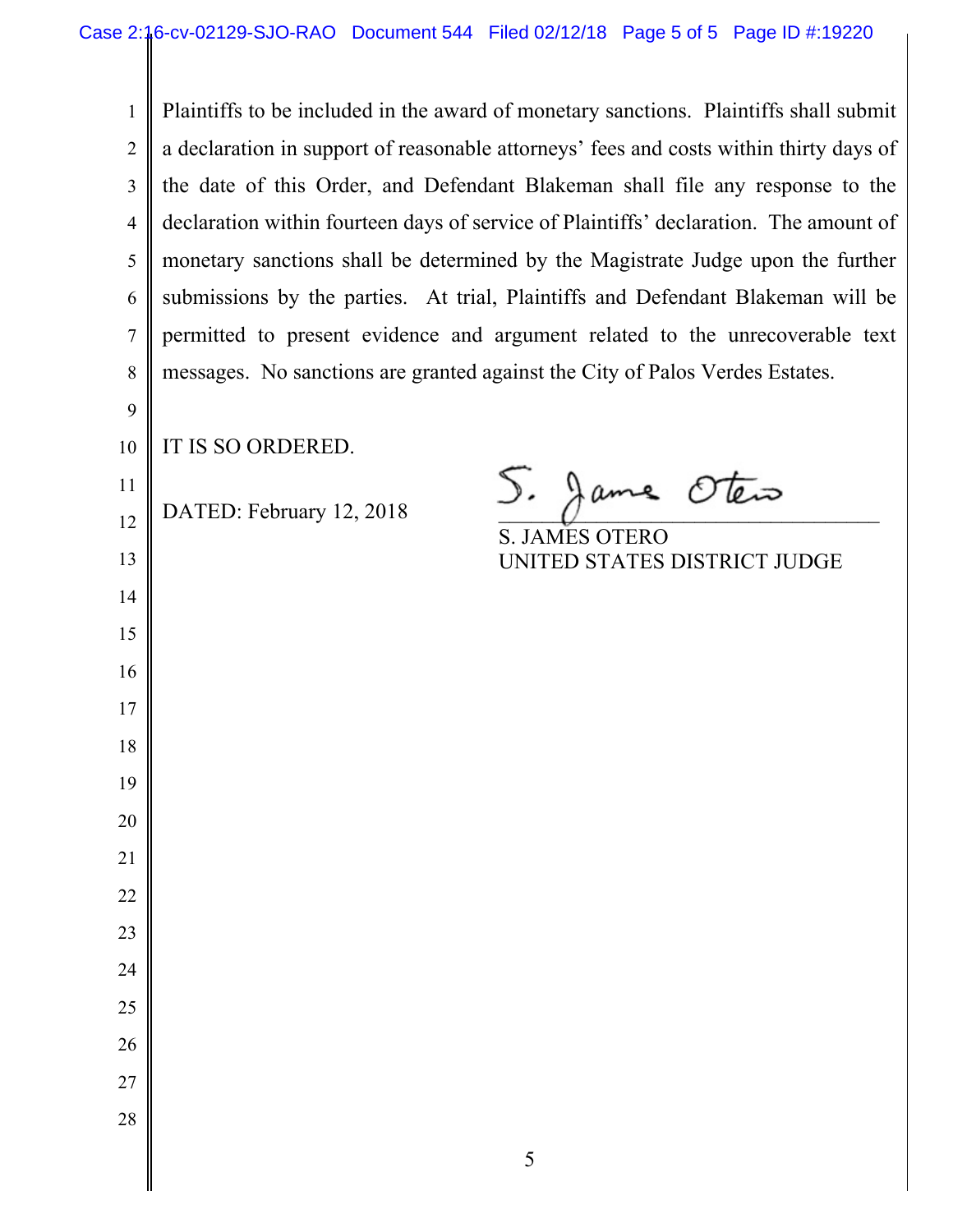Plaintiffs to be included in the award of monetary sanctions. Plaintiffs shall submit a declaration in support of reasonable attorneys' fees and costs within thirty days of the date of this Order, and Defendant Blakeman shall file any response to the declaration within fourteen days of service of Plaintiffs' declaration. The amount of monetary sanctions shall be determined by the Magistrate Judge upon the further submissions by the parties. At trial, Plaintiffs and Defendant Blakeman will be permitted to present evidence and argument related to the unrecoverable text messages. No sanctions are granted against the City of Palos Verdes Estates.

IT IS SO ORDERED.

DATED: February 12, 2018

S. James Otero

S. JAMES OTERO
UNITED STATES DISTRICT JUDGE